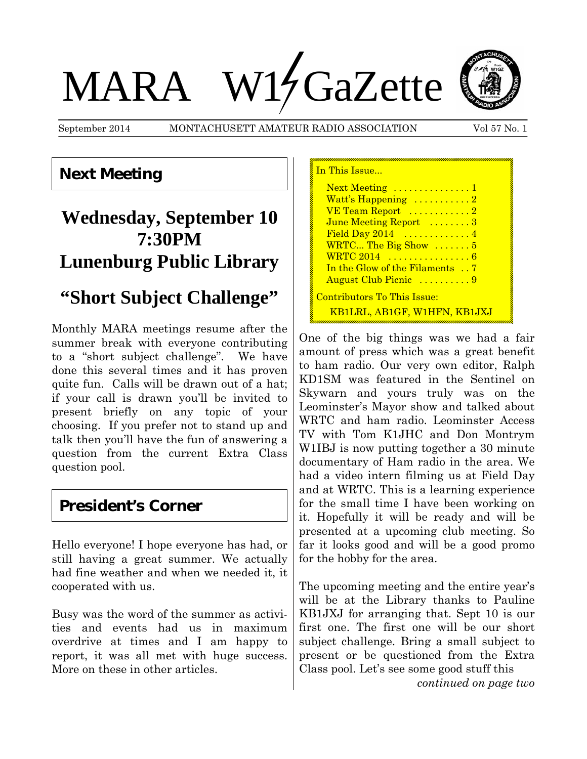# MARA W1GaZette

September 2014 MONTACHUSETT AMATEUR RADIO ASSOCIATION Vol 57 No. 1

## Next Meeting

### Wednesday, September 10
### 7:30PM
### Lunenburg Public Library

### "Short Subject Challenge"

Monthly MARA meetings resume after the summer break with everyone contributing to a "short subject challenge". We have done this several times and it has proven quite fun. Calls will be drawn out of a hat; if your call is drawn you'll be invited to present briefly on any topic of your choosing. If you prefer not to stand up and talk then you'll have the fun of answering a question from the current Extra Class question pool.

## President's Corner

Hello everyone! I hope everyone has had, or still having a great summer. We actually had fine weather and when we needed it, it cooperated with us.

Busy was the word of the summer as activities and events had us in maximum overdrive at times and I am happy to report, it was all met with huge success. More on these in other articles.

> In This Issue...
>
> - Next Meeting . . . . . . . . . . . . . . 1
> - Watt's Happening . . . . . . . . . . 2
> - VE Team Report . . . . . . . . . . . 2
> - June Meeting Report . . . . . . . . 3
> - Field Day 2014 . . . . . . . . . . . . 4
> - WRTC... The Big Show . . . . . . . 5
> - WRTC 2014 . . . . . . . . . . . . . . . 6
> - In the Glow of the Filaments . . 7
> - August Club Picnic . . . . . . . . . 9
>
> Contributors To This Issue:
>
> KB1LRL, AB1GF, W1HFN, KB1JXJ

One of the big things was we had a fair amount of press which was a great benefit to ham radio. Our very own editor, Ralph KD1SM was featured in the Sentinel on Skywarn and yours truly was on the Leominster's Mayor show and talked about WRTC and ham radio. Leominster Access TV with Tom K1JHC and Don Montrym W1IBJ is now putting together a 30 minute documentary of Ham radio in the area. We had a video intern filming us at Field Day and at WRTC. This is a learning experience for the small time I have been working on it. Hopefully it will be ready and will be presented at a upcoming club meeting. So far it looks good and will be a good promo for the hobby for the area.

The upcoming meeting and the entire year's will be at the Library thanks to Pauline KB1JXJ for arranging that. Sept 10 is our first one. The first one will be our short subject challenge. Bring a small subject to present or be questioned from the Extra Class pool. Let's see some good stuff this

*continued on page two*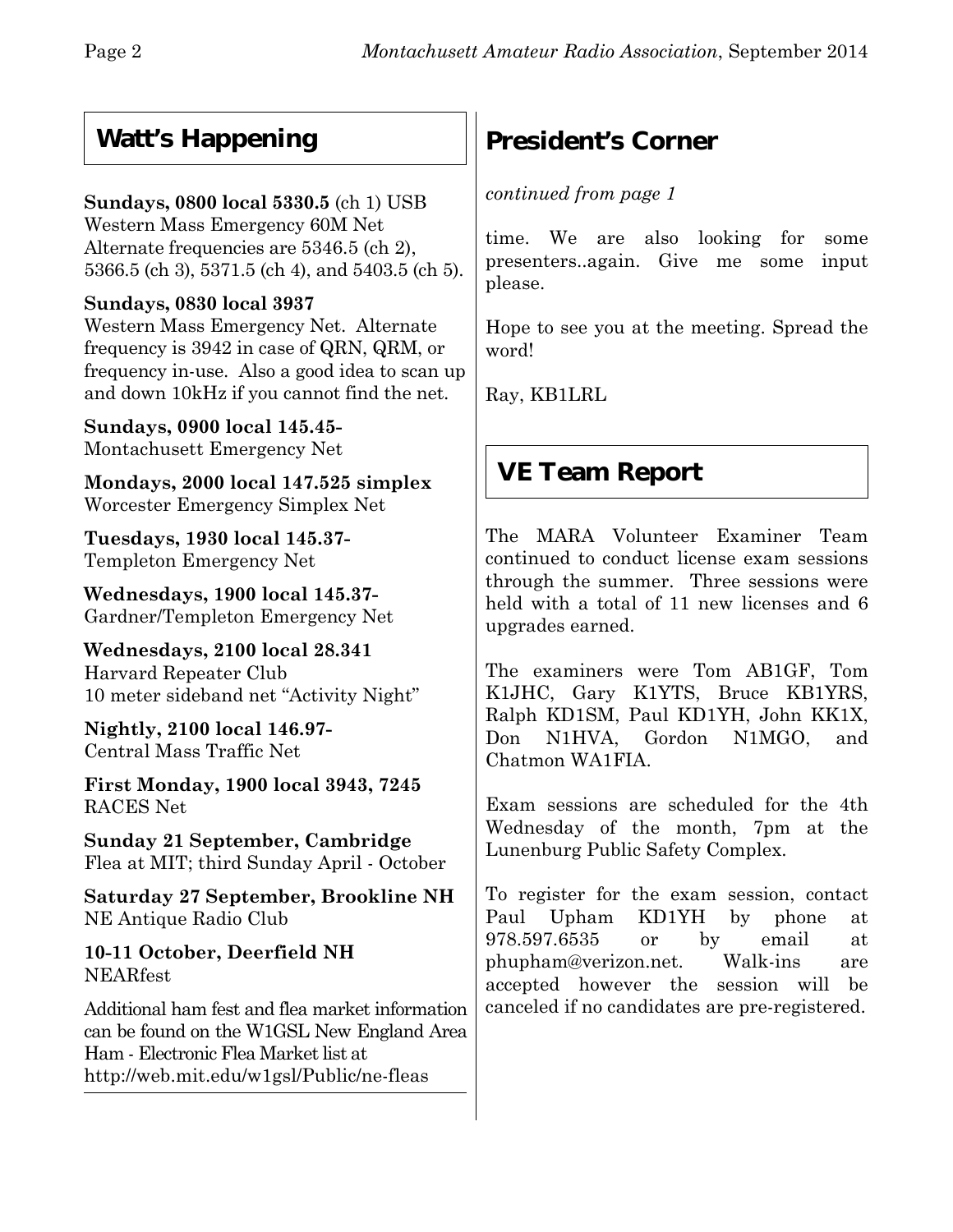## Watt's Happening

**Sundays, 0800 local 5330.5** (ch 1) USB
Western Mass Emergency 60M Net
Alternate frequencies are 5346.5 (ch 2), 5366.5 (ch 3), 5371.5 (ch 4), and 5403.5 (ch 5).

**Sundays, 0830 local 3937**
Western Mass Emergency Net. Alternate frequency is 3942 in case of QRN, QRM, or frequency in-use. Also a good idea to scan up and down 10kHz if you cannot find the net.

**Sundays, 0900 local 145.45-**
Montachusett Emergency Net

**Mondays, 2000 local 147.525 simplex**
Worcester Emergency Simplex Net

**Tuesdays, 1930 local 145.37-**
Templeton Emergency Net

**Wednesdays, 1900 local 145.37-**
Gardner/Templeton Emergency Net

**Wednesdays, 2100 local 28.341**
Harvard Repeater Club
10 meter sideband net "Activity Night"

**Nightly, 2100 local 146.97-**
Central Mass Traffic Net

**First Monday, 1900 local 3943, 7245**
RACES Net

**Sunday 21 September, Cambridge**
Flea at MIT; third Sunday April - October

**Saturday 27 September, Brookline NH**
NE Antique Radio Club

**10-11 October, Deerfield NH**
NEARfest

Additional ham fest and flea market information can be found on the W1GSL New England Area Ham - Electronic Flea Market list at http://web.mit.edu/w1gsl/Public/ne-fleas

## President's Corner

*continued from page 1*

time. We are also looking for some presenters..again. Give me some input please.

Hope to see you at the meeting. Spread the word!

Ray, KB1LRL

## VE Team Report

The MARA Volunteer Examiner Team continued to conduct license exam sessions through the summer. Three sessions were held with a total of 11 new licenses and 6 upgrades earned.

The examiners were Tom AB1GF, Tom K1JHC, Gary K1YTS, Bruce KB1YRS, Ralph KD1SM, Paul KD1YH, John KK1X, Don N1HVA, Gordon N1MGO, and Chatmon WA1FIA.

Exam sessions are scheduled for the 4th Wednesday of the month, 7pm at the Lunenburg Public Safety Complex.

To register for the exam session, contact Paul Upham KD1YH by phone at 978.597.6535 or by email at phupham@verizon.net. Walk-ins are accepted however the session will be canceled if no candidates are pre-registered.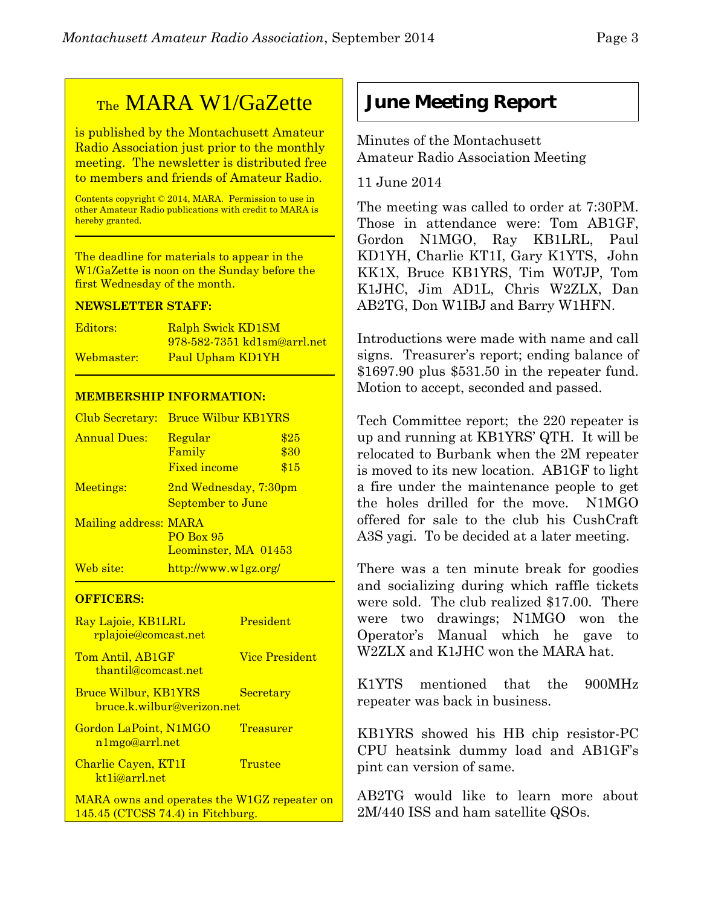## The MARA W1/GaZette

is published by the Montachusett Amateur Radio Association just prior to the monthly meeting. The newsletter is distributed free to members and friends of Amateur Radio.

Contents copyright © 2014, MARA. Permission to use in other Amateur Radio publications with credit to MARA is hereby granted.

The deadline for materials to appear in the W1/GaZette is noon on the Sunday before the first Wednesday of the month.

**NEWSLETTER STAFF:**

| | |
|---|---|
| Editors: | Ralph Swick KD1SM<br>978-582-7351 kd1sm@arrl.net |
| Webmaster: | Paul Upham KD1YH |

**MEMBERSHIP INFORMATION:**

| | | |
|---|---|---|
| Club Secretary: | Bruce Wilbur KB1YRS | |
| Annual Dues: | Regular | $25 |
| | Family | $30 |
| | Fixed income | $15 |
| Meetings: | 2nd Wednesday, 7:30pm<br>September to June | |
| Mailing address: | MARA<br>PO Box 95<br>Leominster, MA 01453 | |
| Web site: | http://www.w1gz.org/ | |

**OFFICERS:**

| | |
|---|---|
| Ray Lajoie, KB1LRL<br>rplajoie@comcast.net | President |
| Tom Antil, AB1GF<br>thantil@comcast.net | Vice President |
| Bruce Wilbur, KB1YRS<br>bruce.k.wilbur@verizon.net | Secretary |
| Gordon LaPoint, N1MGO<br>n1mgo@arrl.net | Treasurer |
| Charlie Cayen, KT1I<br>kt1i@arrl.net | Trustee |

MARA owns and operates the W1GZ repeater on 145.45 (CTCSS 74.4) in Fitchburg.

## June Meeting Report

Minutes of the Montachusett Amateur Radio Association Meeting

11 June 2014

The meeting was called to order at 7:30PM. Those in attendance were: Tom AB1GF, Gordon N1MGO, Ray KB1LRL, Paul KD1YH, Charlie KT1I, Gary K1YTS, John KK1X, Bruce KB1YRS, Tim W0TJP, Tom K1JHC, Jim AD1L, Chris W2ZLX, Dan AB2TG, Don W1IBJ and Barry W1HFN.

Introductions were made with name and call signs. Treasurer's report; ending balance of $1697.90 plus $531.50 in the repeater fund. Motion to accept, seconded and passed.

Tech Committee report; the 220 repeater is up and running at KB1YRS' QTH. It will be relocated to Burbank when the 2M repeater is moved to its new location. AB1GF to light a fire under the maintenance people to get the holes drilled for the move. N1MGO offered for sale to the club his CushCraft A3S yagi. To be decided at a later meeting.

There was a ten minute break for goodies and socializing during which raffle tickets were sold. The club realized $17.00. There were two drawings; N1MGO won the Operator's Manual which he gave to W2ZLX and K1JHC won the MARA hat.

K1YTS mentioned that the 900MHz repeater was back in business.

KB1YRS showed his HB chip resistor-PC CPU heatsink dummy load and AB1GF's pint can version of same.

AB2TG would like to learn more about 2M/440 ISS and ham satellite QSOs.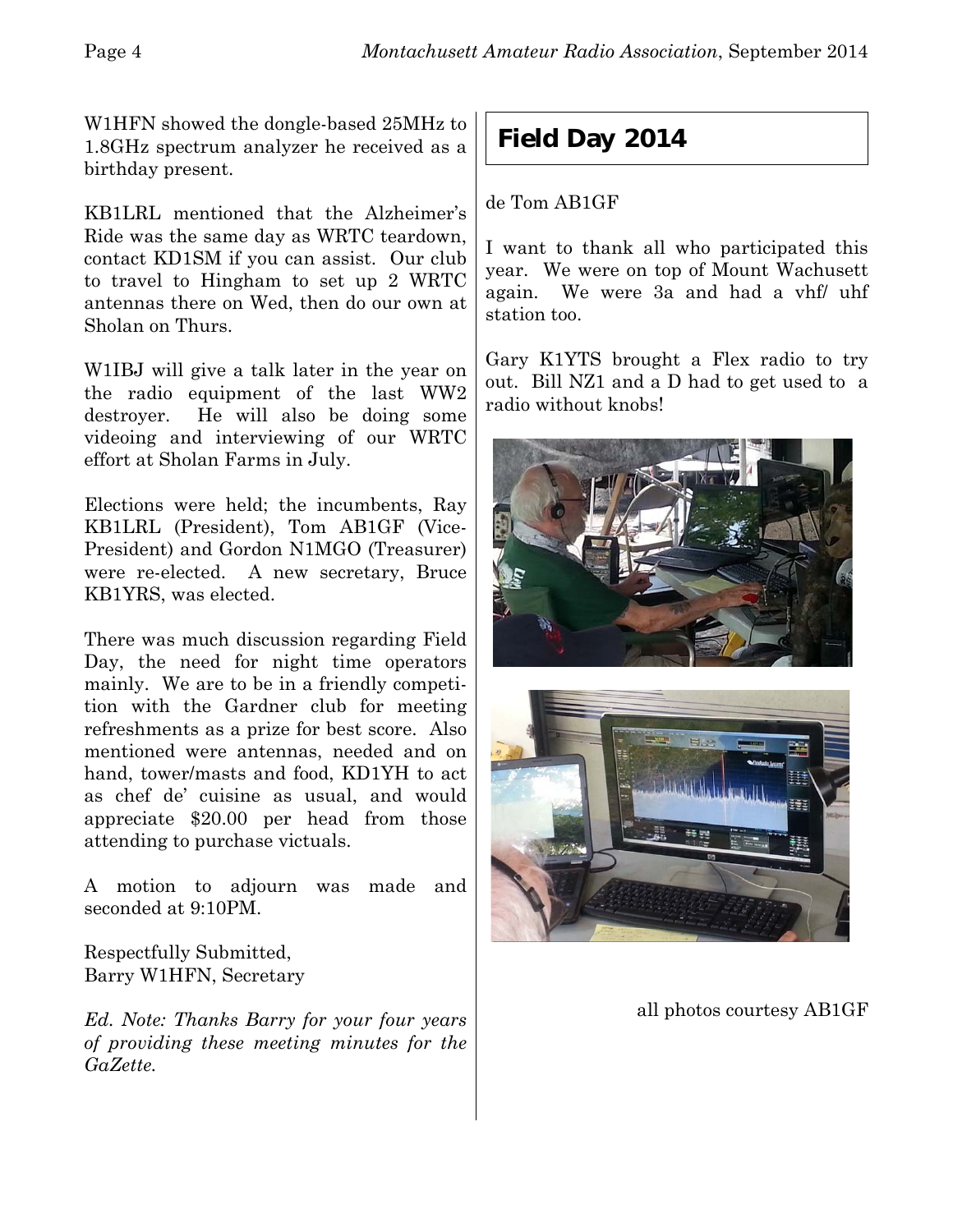W1HFN showed the dongle-based 25MHz to 1.8GHz spectrum analyzer he received as a birthday present.

KB1LRL mentioned that the Alzheimer's Ride was the same day as WRTC teardown, contact KD1SM if you can assist. Our club to travel to Hingham to set up 2 WRTC antennas there on Wed, then do our own at Sholan on Thurs.

W1IBJ will give a talk later in the year on the radio equipment of the last WW2 destroyer. He will also be doing some videoing and interviewing of our WRTC effort at Sholan Farms in July.

Elections were held; the incumbents, Ray KB1LRL (President), Tom AB1GF (Vice-President) and Gordon N1MGO (Treasurer) were re-elected. A new secretary, Bruce KB1YRS, was elected.

There was much discussion regarding Field Day, the need for night time operators mainly. We are to be in a friendly competition with the Gardner club for meeting refreshments as a prize for best score. Also mentioned were antennas, needed and on hand, tower/masts and food, KD1YH to act as chef de' cuisine as usual, and would appreciate $20.00 per head from those attending to purchase victuals.

A motion to adjourn was made and seconded at 9:10PM.

Respectfully Submitted,
Barry W1HFN, Secretary

*Ed. Note: Thanks Barry for your four years of providing these meeting minutes for the GaZette.*

## Field Day 2014

de Tom AB1GF

I want to thank all who participated this year. We were on top of Mount Wachusett again. We were 3a and had a vhf/ uhf station too.

Gary K1YTS brought a Flex radio to try out. Bill NZ1 and a D had to get used to a radio without knobs!

all photos courtesy AB1GF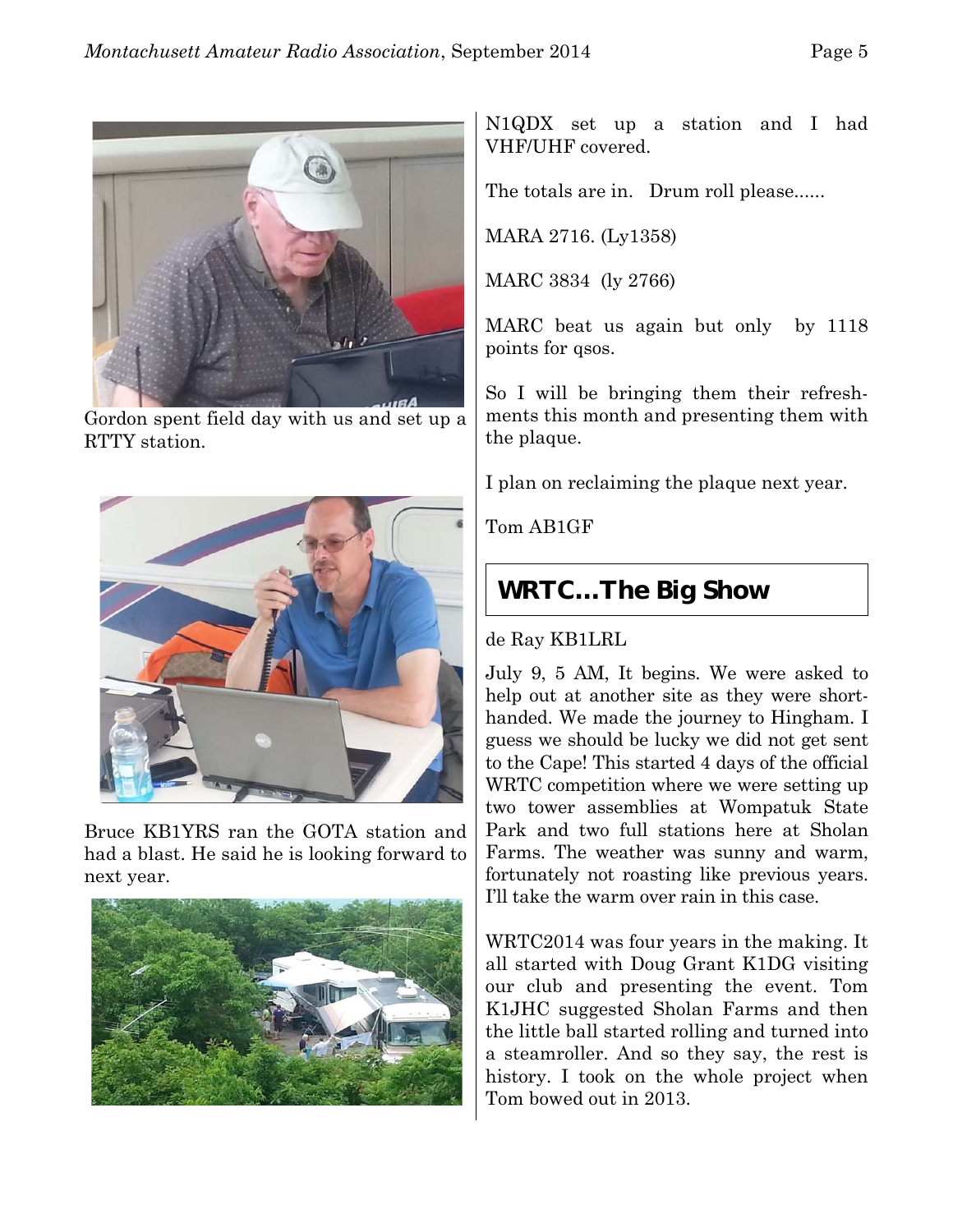Gordon spent field day with us and set up a RTTY station.

Bruce KB1YRS ran the GOTA station and had a blast. He said he is looking forward to next year.

N1QDX set up a station and I had VHF/UHF covered.

The totals are in. Drum roll please......

MARA 2716. (Ly1358)

MARC 3834 (ly 2766)

MARC beat us again but only by 1118 points for qsos.

So I will be bringing them their refreshments this month and presenting them with the plaque.

I plan on reclaiming the plaque next year.

Tom AB1GF

## WRTC…The Big Show

de Ray KB1LRL

July 9, 5 AM, It begins. We were asked to help out at another site as they were shorthanded. We made the journey to Hingham. I guess we should be lucky we did not get sent to the Cape! This started 4 days of the official WRTC competition where we were setting up two tower assemblies at Wompatuk State Park and two full stations here at Sholan Farms. The weather was sunny and warm, fortunately not roasting like previous years. I'll take the warm over rain in this case.

WRTC2014 was four years in the making. It all started with Doug Grant K1DG visiting our club and presenting the event. Tom K1JHC suggested Sholan Farms and then the little ball started rolling and turned into a steamroller. And so they say, the rest is history. I took on the whole project when Tom bowed out in 2013.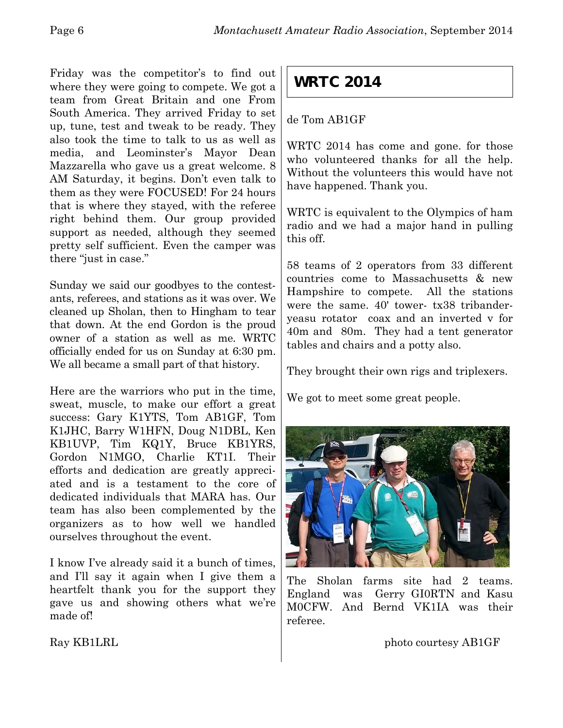Friday was the competitor's to find out where they were going to compete. We got a team from Great Britain and one From South America. They arrived Friday to set up, tune, test and tweak to be ready. They also took the time to talk to us as well as media, and Leominster's Mayor Dean Mazzarella who gave us a great welcome. 8 AM Saturday, it begins. Don't even talk to them as they were FOCUSED! For 24 hours that is where they stayed, with the referee right behind them. Our group provided support as needed, although they seemed pretty self sufficient. Even the camper was there "just in case."

Sunday we said our goodbyes to the contestants, referees, and stations as it was over. We cleaned up Sholan, then to Hingham to tear that down. At the end Gordon is the proud owner of a station as well as me. WRTC officially ended for us on Sunday at 6:30 pm. We all became a small part of that history.

Here are the warriors who put in the time, sweat, muscle, to make our effort a great success: Gary K1YTS, Tom AB1GF, Tom K1JHC, Barry W1HFN, Doug N1DBL, Ken KB1UVP, Tim KQ1Y, Bruce KB1YRS, Gordon N1MGO, Charlie KT1I. Their efforts and dedication are greatly appreciated and is a testament to the core of dedicated individuals that MARA has. Our team has also been complemented by the organizers as to how well we handled ourselves throughout the event.

I know I've already said it a bunch of times, and I'll say it again when I give them a heartfelt thank you for the support they gave us and showing others what we're made of!

Ray KB1LRL

## WRTC 2014

de Tom AB1GF

WRTC 2014 has come and gone. for those who volunteered thanks for all the help. Without the volunteers this would have not have happened. Thank you.

WRTC is equivalent to the Olympics of ham radio and we had a major hand in pulling this off.

58 teams of 2 operators from 33 different countries come to Massachusetts & new Hampshire to compete. All the stations were the same. 40' tower- tx38 tribander- yeasu rotator coax and an inverted v for 40m and 80m. They had a tent generator tables and chairs and a potty also.

They brought their own rigs and triplexers.

We got to meet some great people.

The Sholan farms site had 2 teams. England was Gerry GI0RTN and Kasu M0CFW. And Bernd VK1IA was their referee.

photo courtesy AB1GF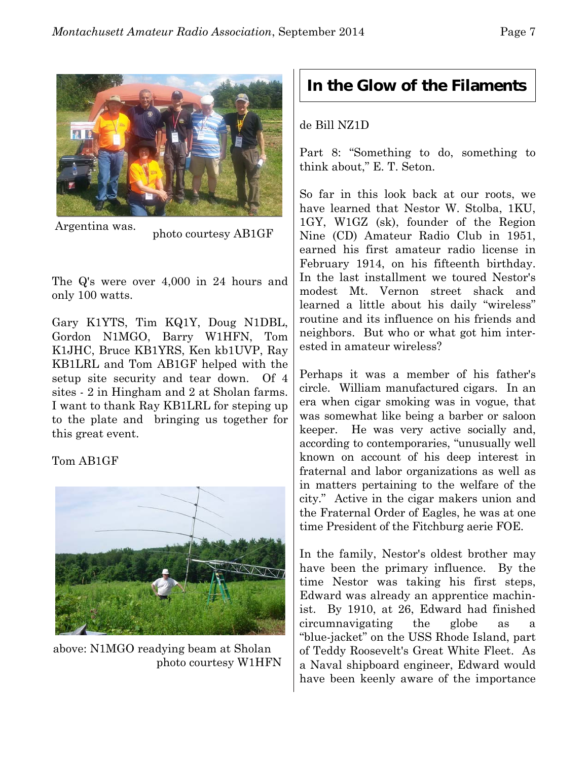Argentina was.

photo courtesy AB1GF

The Q's were over 4,000 in 24 hours and only 100 watts.

Gary K1YTS, Tim KQ1Y, Doug N1DBL, Gordon N1MGO, Barry W1HFN, Tom K1JHC, Bruce KB1YRS, Ken kb1UVP, Ray KB1LRL and Tom AB1GF helped with the setup site security and tear down. Of 4 sites - 2 in Hingham and 2 at Sholan farms. I want to thank Ray KB1LRL for steping up to the plate and bringing us together for this great event.

Tom AB1GF

above: N1MGO readying beam at Sholan
photo courtesy W1HFN

## In the Glow of the Filaments

de Bill NZ1D

Part 8: "Something to do, something to think about," E. T. Seton.

So far in this look back at our roots, we have learned that Nestor W. Stolba, 1KU, 1GY, W1GZ (sk), founder of the Region Nine (CD) Amateur Radio Club in 1951, earned his first amateur radio license in February 1914, on his fifteenth birthday. In the last installment we toured Nestor's modest Mt. Vernon street shack and learned a little about his daily "wireless" routine and its influence on his friends and neighbors. But who or what got him interested in amateur wireless?

Perhaps it was a member of his father's circle. William manufactured cigars. In an era when cigar smoking was in vogue, that was somewhat like being a barber or saloon keeper. He was very active socially and, according to contemporaries, "unusually well known on account of his deep interest in fraternal and labor organizations as well as in matters pertaining to the welfare of the city." Active in the cigar makers union and the Fraternal Order of Eagles, he was at one time President of the Fitchburg aerie FOE.

In the family, Nestor's oldest brother may have been the primary influence. By the time Nestor was taking his first steps, Edward was already an apprentice machinist. By 1910, at 26, Edward had finished circumnavigating the globe as a "blue-jacket" on the USS Rhode Island, part of Teddy Roosevelt's Great White Fleet. As a Naval shipboard engineer, Edward would have been keenly aware of the importance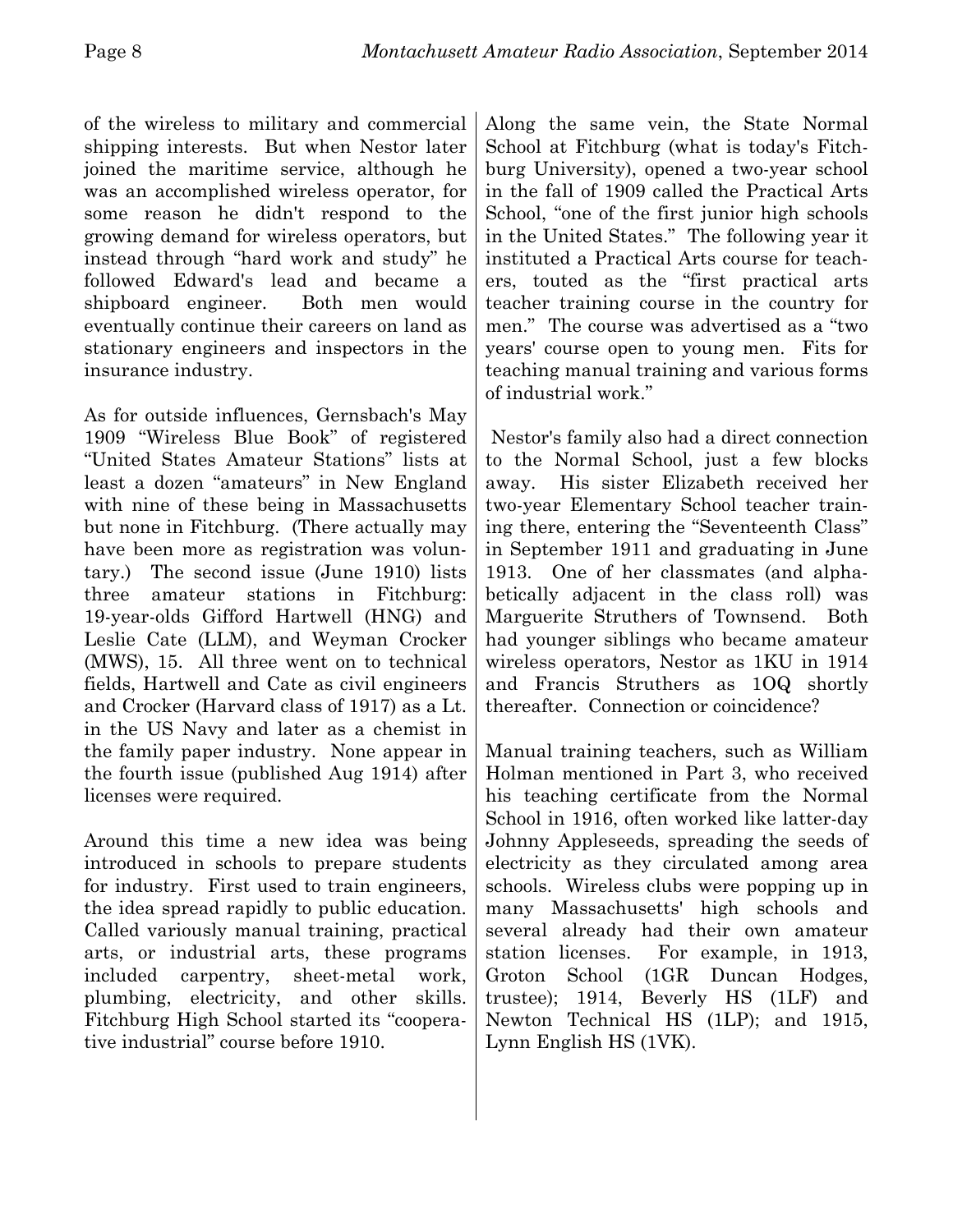of the wireless to military and commercial shipping interests. But when Nestor later joined the maritime service, although he was an accomplished wireless operator, for some reason he didn't respond to the growing demand for wireless operators, but instead through "hard work and study" he followed Edward's lead and became a shipboard engineer. Both men would eventually continue their careers on land as stationary engineers and inspectors in the insurance industry.

As for outside influences, Gernsbach's May 1909 "Wireless Blue Book" of registered "United States Amateur Stations" lists at least a dozen "amateurs" in New England with nine of these being in Massachusetts but none in Fitchburg. (There actually may have been more as registration was voluntary.) The second issue (June 1910) lists three amateur stations in Fitchburg: 19-year-olds Gifford Hartwell (HNG) and Leslie Cate (LLM), and Weyman Crocker (MWS), 15. All three went on to technical fields, Hartwell and Cate as civil engineers and Crocker (Harvard class of 1917) as a Lt. in the US Navy and later as a chemist in the family paper industry. None appear in the fourth issue (published Aug 1914) after licenses were required.

Around this time a new idea was being introduced in schools to prepare students for industry. First used to train engineers, the idea spread rapidly to public education. Called variously manual training, practical arts, or industrial arts, these programs included carpentry, sheet-metal work, plumbing, electricity, and other skills. Fitchburg High School started its "cooperative industrial" course before 1910.

Along the same vein, the State Normal School at Fitchburg (what is today's Fitchburg University), opened a two-year school in the fall of 1909 called the Practical Arts School, "one of the first junior high schools in the United States." The following year it instituted a Practical Arts course for teachers, touted as the "first practical arts teacher training course in the country for men." The course was advertised as a "two years' course open to young men. Fits for teaching manual training and various forms of industrial work."

Nestor's family also had a direct connection to the Normal School, just a few blocks away. His sister Elizabeth received her two-year Elementary School teacher training there, entering the "Seventeenth Class" in September 1911 and graduating in June 1913. One of her classmates (and alphabetically adjacent in the class roll) was Marguerite Struthers of Townsend. Both had younger siblings who became amateur wireless operators, Nestor as 1KU in 1914 and Francis Struthers as 1OQ shortly thereafter. Connection or coincidence?

Manual training teachers, such as William Holman mentioned in Part 3, who received his teaching certificate from the Normal School in 1916, often worked like latter-day Johnny Appleseeds, spreading the seeds of electricity as they circulated among area schools. Wireless clubs were popping up in many Massachusetts' high schools and several already had their own amateur station licenses. For example, in 1913, Groton School (1GR Duncan Hodges, trustee); 1914, Beverly HS (1LF) and Newton Technical HS (1LP); and 1915, Lynn English HS (1VK).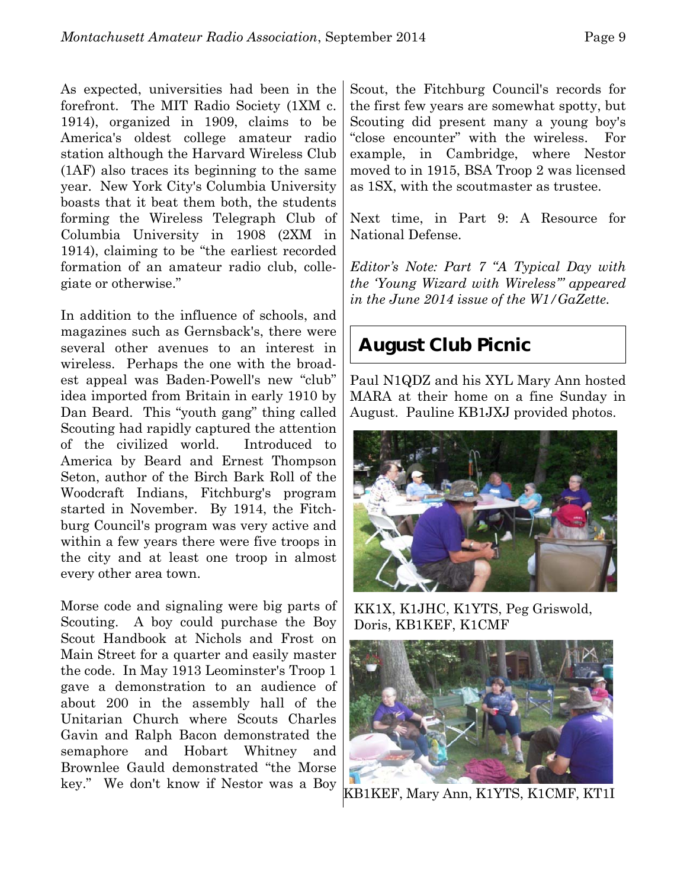As expected, universities had been in the forefront. The MIT Radio Society (1XM c. 1914), organized in 1909, claims to be America's oldest college amateur radio station although the Harvard Wireless Club (1AF) also traces its beginning to the same year. New York City's Columbia University boasts that it beat them both, the students forming the Wireless Telegraph Club of Columbia University in 1908 (2XM in 1914), claiming to be "the earliest recorded formation of an amateur radio club, collegiate or otherwise."

In addition to the influence of schools, and magazines such as Gernsback's, there were several other avenues to an interest in wireless. Perhaps the one with the broadest appeal was Baden-Powell's new "club" idea imported from Britain in early 1910 by Dan Beard. This "youth gang" thing called Scouting had rapidly captured the attention of the civilized world. Introduced to America by Beard and Ernest Thompson Seton, author of the Birch Bark Roll of the Woodcraft Indians, Fitchburg's program started in November. By 1914, the Fitchburg Council's program was very active and within a few years there were five troops in the city and at least one troop in almost every other area town.

Morse code and signaling were big parts of Scouting. A boy could purchase the Boy Scout Handbook at Nichols and Frost on Main Street for a quarter and easily master the code. In May 1913 Leominster's Troop 1 gave a demonstration to an audience of about 200 in the assembly hall of the Unitarian Church where Scouts Charles Gavin and Ralph Bacon demonstrated the semaphore and Hobart Whitney and Brownlee Gauld demonstrated "the Morse key." We don't know if Nestor was a Boy Scout, the Fitchburg Council's records for the first few years are somewhat spotty, but Scouting did present many a young boy's "close encounter" with the wireless. For example, in Cambridge, where Nestor moved to in 1915, BSA Troop 2 was licensed as 1SX, with the scoutmaster as trustee.

Next time, in Part 9: A Resource for National Defense.

*Editor's Note: Part 7 "A Typical Day with the 'Young Wizard with Wireless'" appeared in the June 2014 issue of the W1/GaZette.*

## August Club Picnic

Paul N1QDZ and his XYL Mary Ann hosted MARA at their home on a fine Sunday in August. Pauline KB1JXJ provided photos.

KK1X, K1JHC, K1YTS, Peg Griswold, Doris, KB1KEF, K1CMF

KB1KEF, Mary Ann, K1YTS, K1CMF, KT1I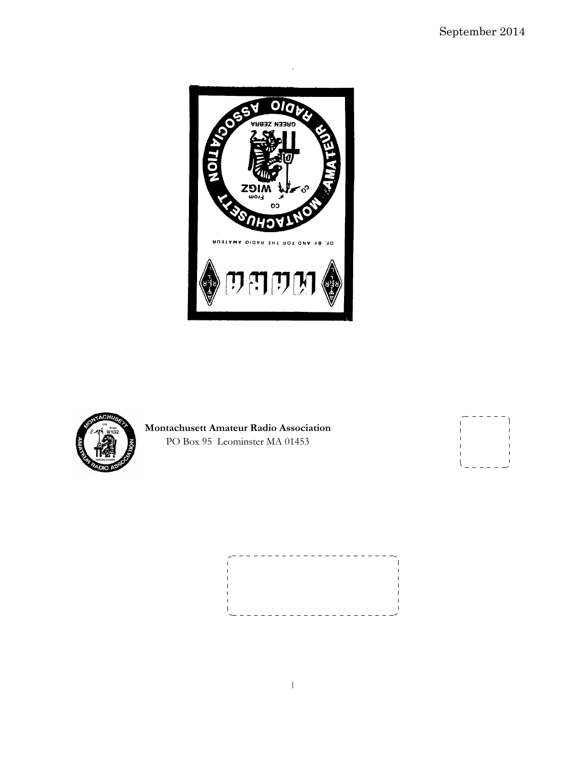**Montachusett Amateur Radio Association**

PO Box 95 Leominster MA 01453